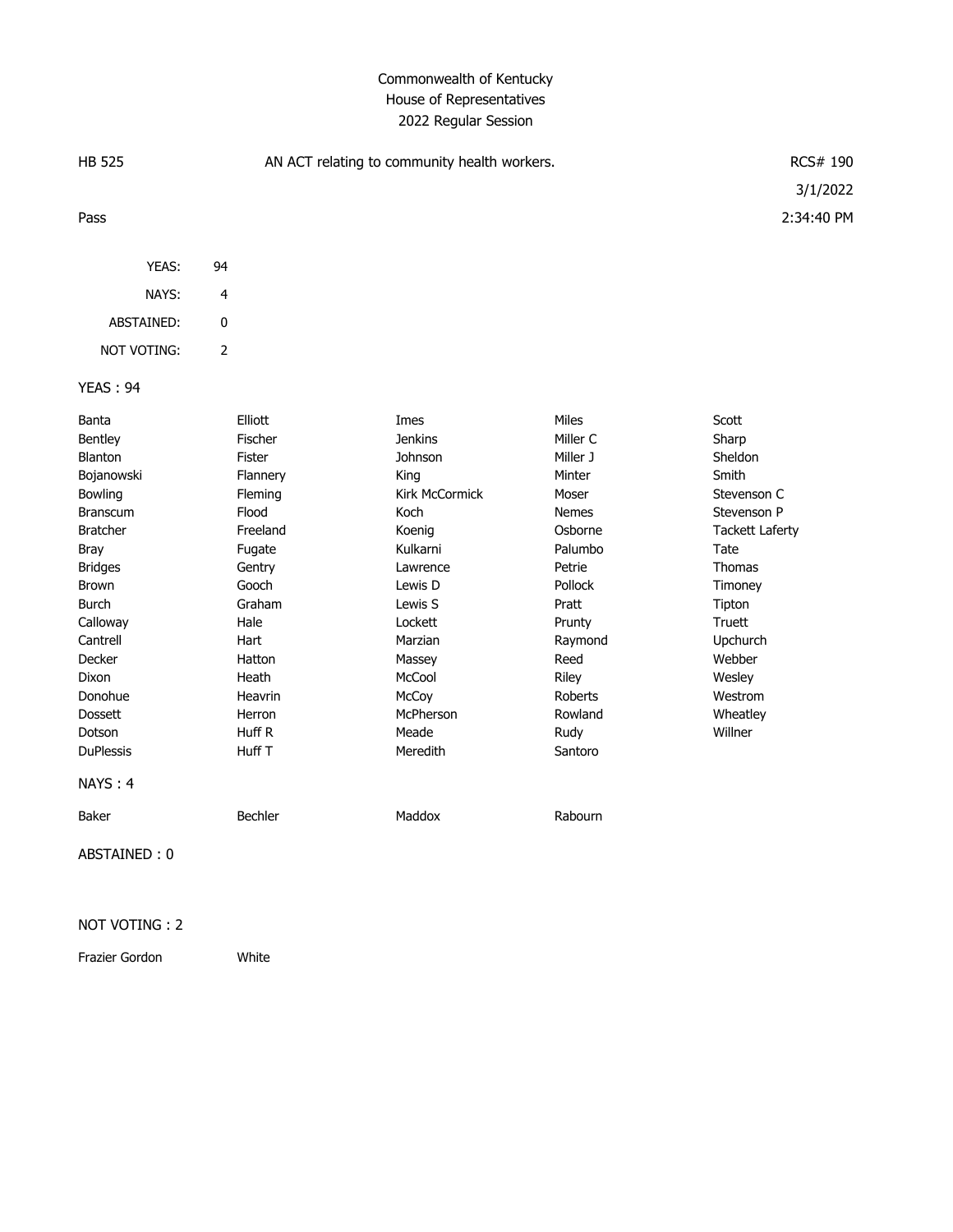Commonwealth of Kentucky
House of Representatives
2022 Regular Session

HB 525 AN ACT relating to community health workers. RCS# 190

3/1/2022

Pass 2:34:40 PM

| | |
|---|---|
| YEAS: | 94 |
| NAYS: | 4 |
| ABSTAINED: | 0 |
| NOT VOTING: | 2 |

YEAS : 94

| | | | | |
|---|---|---|---|---|
| Banta | Elliott | Imes | Miles | Scott |
| Bentley | Fischer | Jenkins | Miller C | Sharp |
| Blanton | Fister | Johnson | Miller J | Sheldon |
| Bojanowski | Flannery | King | Minter | Smith |
| Bowling | Fleming | Kirk McCormick | Moser | Stevenson C |
| Branscum | Flood | Koch | Nemes | Stevenson P |
| Bratcher | Freeland | Koenig | Osborne | Tackett Laferty |
| Bray | Fugate | Kulkarni | Palumbo | Tate |
| Bridges | Gentry | Lawrence | Petrie | Thomas |
| Brown | Gooch | Lewis D | Pollock | Timoney |
| Burch | Graham | Lewis S | Pratt | Tipton |
| Calloway | Hale | Lockett | Prunty | Truett |
| Cantrell | Hart | Marzian | Raymond | Upchurch |
| Decker | Hatton | Massey | Reed | Webber |
| Dixon | Heath | McCool | Riley | Wesley |
| Donohue | Heavrin | McCoy | Roberts | Westrom |
| Dossett | Herron | McPherson | Rowland | Wheatley |
| Dotson | Huff R | Meade | Rudy | Willner |
| DuPlessis | Huff T | Meredith | Santoro | |

NAYS : 4

| | | | |
|---|---|---|---|
| Baker | Bechler | Maddox | Rabourn |

ABSTAINED : 0

NOT VOTING : 2

| | |
|---|---|
| Frazier Gordon | White |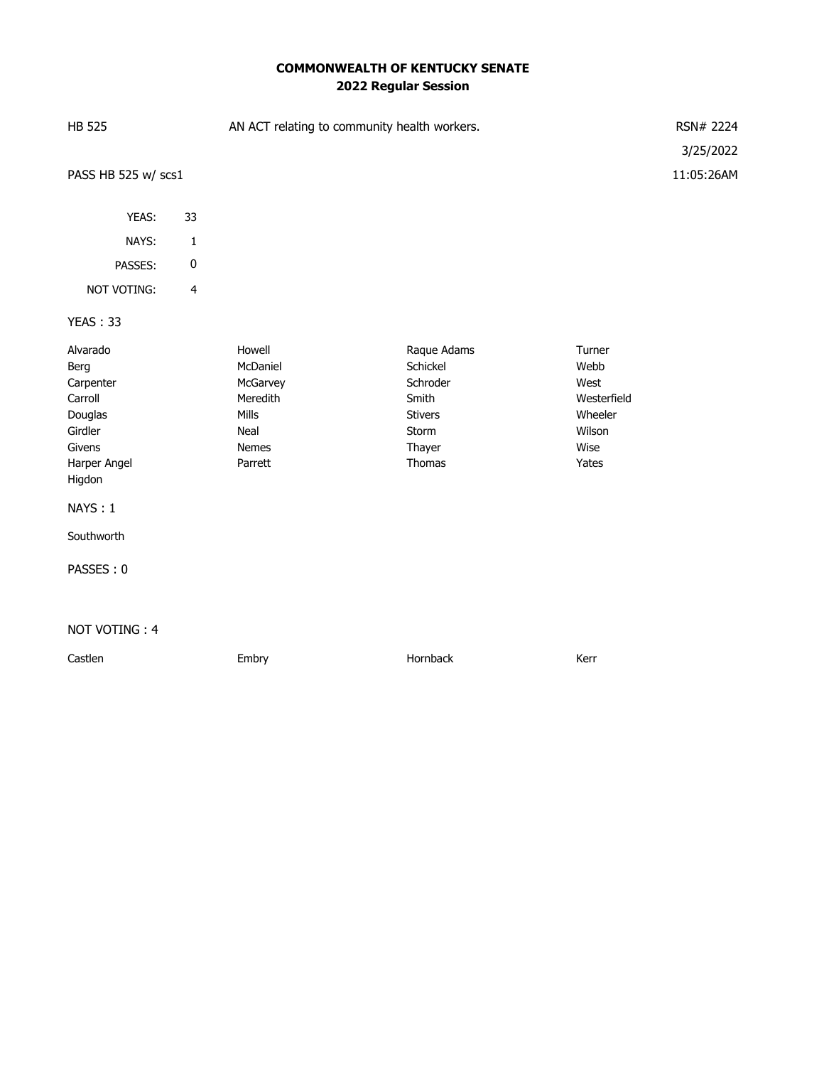**COMMONWEALTH OF KENTUCKY SENATE**
**2022 Regular Session**

| HB 525 | AN ACT relating to community health workers. | RSN# 2224 |
| --- | --- | --- |
| | | 3/25/2022 |
| PASS HB 525 w/ scs1 | | 11:05:26AM |

| | |
| --- | --- |
| YEAS: | 33 |
| NAYS: | 1 |
| PASSES: | 0 |
| NOT VOTING: | 4 |

YEAS : 33

| | | | |
| --- | --- | --- | --- |
| Alvarado | Howell | Raque Adams | Turner |
| Berg | McDaniel | Schickel | Webb |
| Carpenter | McGarvey | Schroder | West |
| Carroll | Meredith | Smith | Westerfield |
| Douglas | Mills | Stivers | Wheeler |
| Girdler | Neal | Storm | Wilson |
| Givens | Nemes | Thayer | Wise |
| Harper Angel | Parrett | Thomas | Yates |
| Higdon | | | |

NAYS : 1

Southworth

PASSES : 0

NOT VOTING : 4

| | | | |
| --- | --- | --- | --- |
| Castlen | Embry | Hornback | Kerr |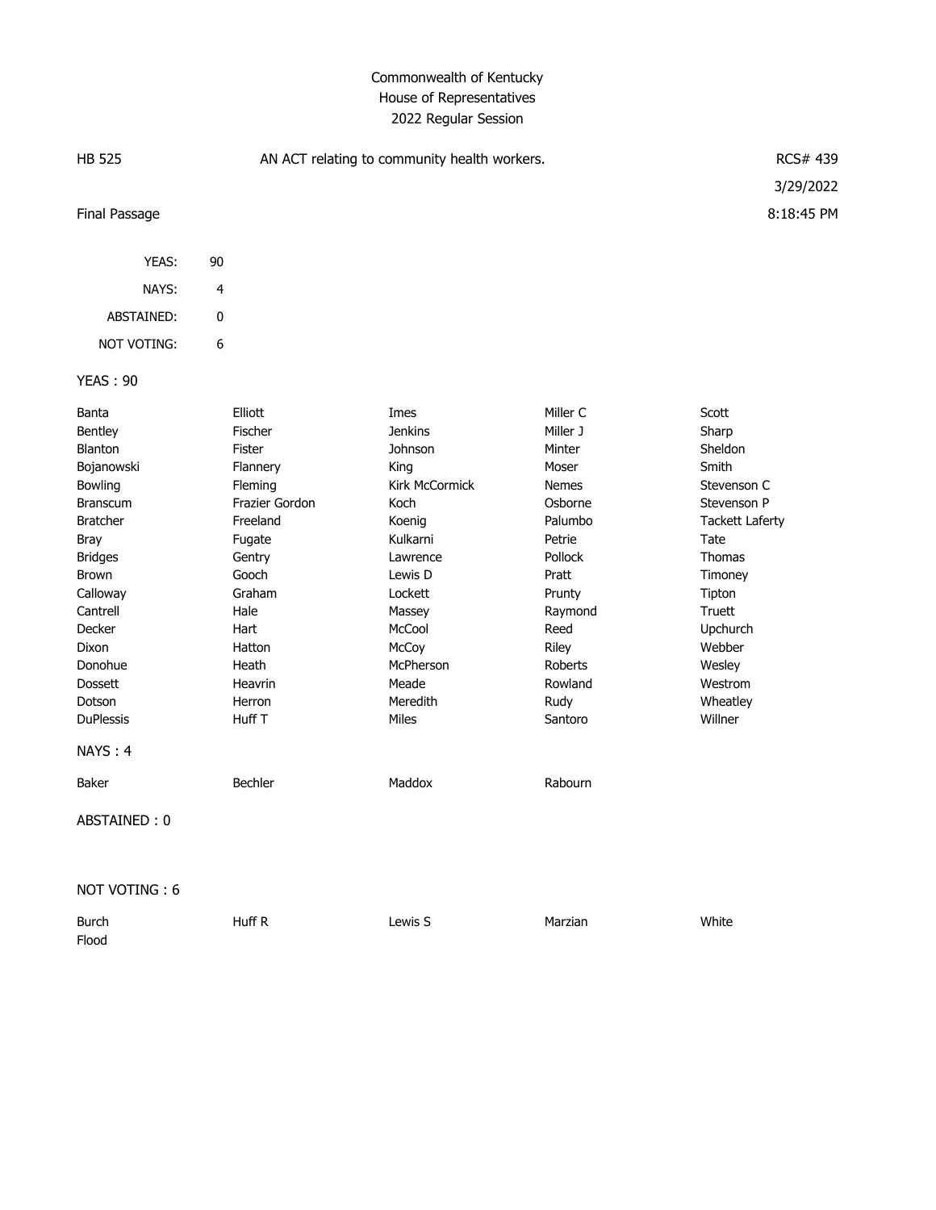Commonwealth of Kentucky
House of Representatives
2022 Regular Session

| | | |
|---|---|---|
| HB 525 | AN ACT relating to community health workers. | RCS# 439 |
| | | 3/29/2022 |
| Final Passage | | 8:18:45 PM |

| | |
|---|---|
| YEAS: | 90 |
| NAYS: | 4 |
| ABSTAINED: | 0 |
| NOT VOTING: | 6 |

**YEAS : 90**

| | | | | |
|---|---|---|---|---|
| Banta | Elliott | Imes | Miller C | Scott |
| Bentley | Fischer | Jenkins | Miller J | Sharp |
| Blanton | Fister | Johnson | Minter | Sheldon |
| Bojanowski | Flannery | King | Moser | Smith |
| Bowling | Fleming | Kirk McCormick | Nemes | Stevenson C |
| Branscum | Frazier Gordon | Koch | Osborne | Stevenson P |
| Bratcher | Freeland | Koenig | Palumbo | Tackett Laferty |
| Bray | Fugate | Kulkarni | Petrie | Tate |
| Bridges | Gentry | Lawrence | Pollock | Thomas |
| Brown | Gooch | Lewis D | Pratt | Timoney |
| Calloway | Graham | Lockett | Prunty | Tipton |
| Cantrell | Hale | Massey | Raymond | Truett |
| Decker | Hart | McCool | Reed | Upchurch |
| Dixon | Hatton | McCoy | Riley | Webber |
| Donohue | Heath | McPherson | Roberts | Wesley |
| Dossett | Heavrin | Meade | Rowland | Westrom |
| Dotson | Herron | Meredith | Rudy | Wheatley |
| DuPlessis | Huff T | Miles | Santoro | Willner |

**NAYS : 4**

| | | | |
|---|---|---|---|
| Baker | Bechler | Maddox | Rabourn |

**ABSTAINED : 0**

**NOT VOTING : 6**

| | | | | |
|---|---|---|---|---|
| Burch | Huff R | Lewis S | Marzian | White |
| Flood | | | | |